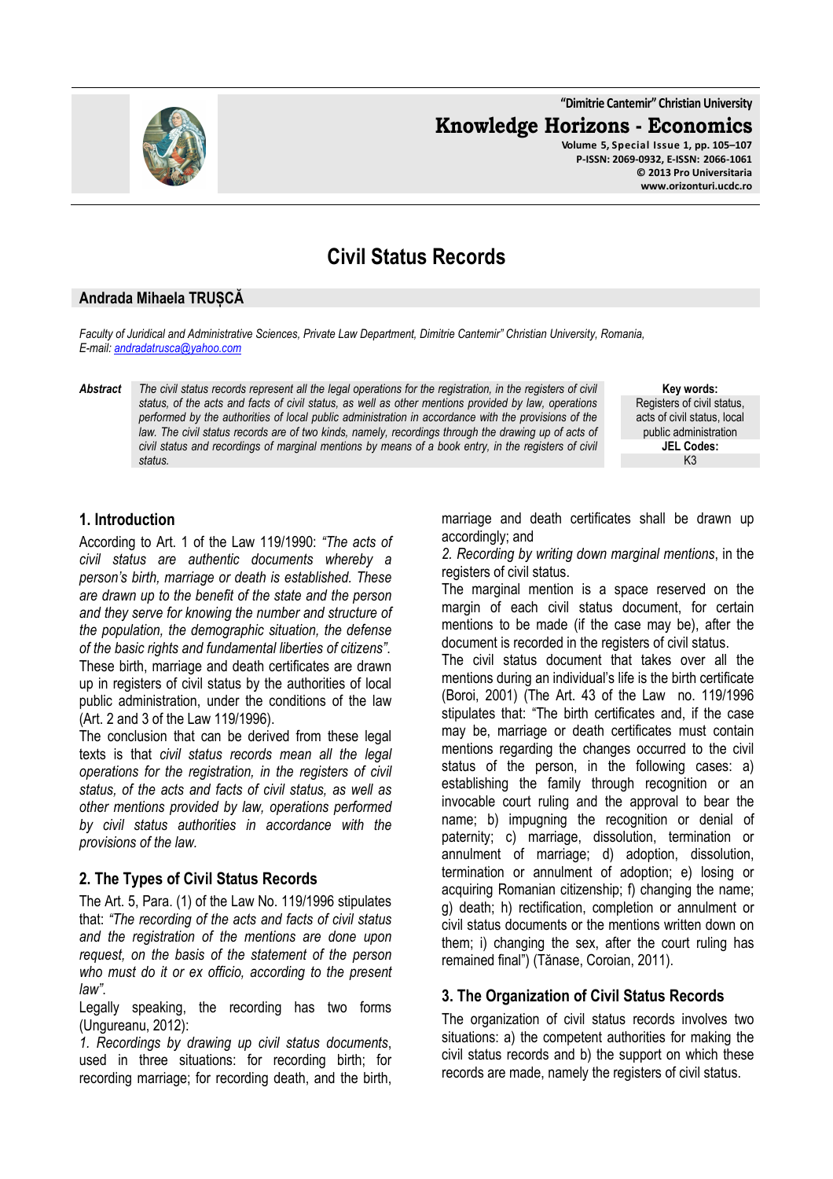# Civil Status Records

**Andrada Mihaela TRUȘCĂ**

*Faculty of Juridical and Administrative Sciences, Private Law Department, Dimitrie Cantemir" Christian University, Romania,*
*E-mail: andradatrusca@yahoo.com*

**Abstract** *The civil status records represent all the legal operations for the registration, in the registers of civil status, of the acts and facts of civil status, as well as other mentions provided by law, operations performed by the authorities of local public administration in accordance with the provisions of the law. The civil status records are of two kinds, namely, recordings through the drawing up of acts of civil status and recordings of marginal mentions by means of a book entry, in the registers of civil status.*

**Key words:** Registers of civil status, acts of civil status, local public administration

**JEL Codes:** K3

## 1. Introduction

According to Art. 1 of the Law 119/1990: *"The acts of civil status are authentic documents whereby a person's birth, marriage or death is established. These are drawn up to the benefit of the state and the person and they serve for knowing the number and structure of the population, the demographic situation, the defense of the basic rights and fundamental liberties of citizens"*. These birth, marriage and death certificates are drawn up in registers of civil status by the authorities of local public administration, under the conditions of the law (Art. 2 and 3 of the Law 119/1996).

The conclusion that can be derived from these legal texts is that *civil status records mean all the legal operations for the registration, in the registers of civil status, of the acts and facts of civil status, as well as other mentions provided by law, operations performed by civil status authorities in accordance with the provisions of the law.*

## 2. The Types of Civil Status Records

The Art. 5, Para. (1) of the Law No. 119/1996 stipulates that: *"The recording of the acts and facts of civil status and the registration of the mentions are done upon request, on the basis of the statement of the person who must do it or ex officio, according to the present law"*.

Legally speaking, the recording has two forms (Ungureanu, 2012):

*1. Recordings by drawing up civil status documents*, used in three situations: for recording birth; for recording marriage; for recording death, and the birth, marriage and death certificates shall be drawn up accordingly; and

*2. Recording by writing down marginal mentions*, in the registers of civil status.

The marginal mention is a space reserved on the margin of each civil status document, for certain mentions to be made (if the case may be), after the document is recorded in the registers of civil status.

The civil status document that takes over all the mentions during an individual's life is the birth certificate (Boroi, 2001) (The Art. 43 of the Law no. 119/1996 stipulates that: "The birth certificates and, if the case may be, marriage or death certificates must contain mentions regarding the changes occurred to the civil status of the person, in the following cases: a) establishing the family through recognition or an invocable court ruling and the approval to bear the name; b) impugning the recognition or denial of paternity; c) marriage, dissolution, termination or annulment of marriage; d) adoption, dissolution, termination or annulment of adoption; e) losing or acquiring Romanian citizenship; f) changing the name; g) death; h) rectification, completion or annulment or civil status documents or the mentions written down on them; i) changing the sex, after the court ruling has remained final") (Tănase, Coroian, 2011).

## 3. The Organization of Civil Status Records

The organization of civil status records involves two situations: a) the competent authorities for making the civil status records and b) the support on which these records are made, namely the registers of civil status.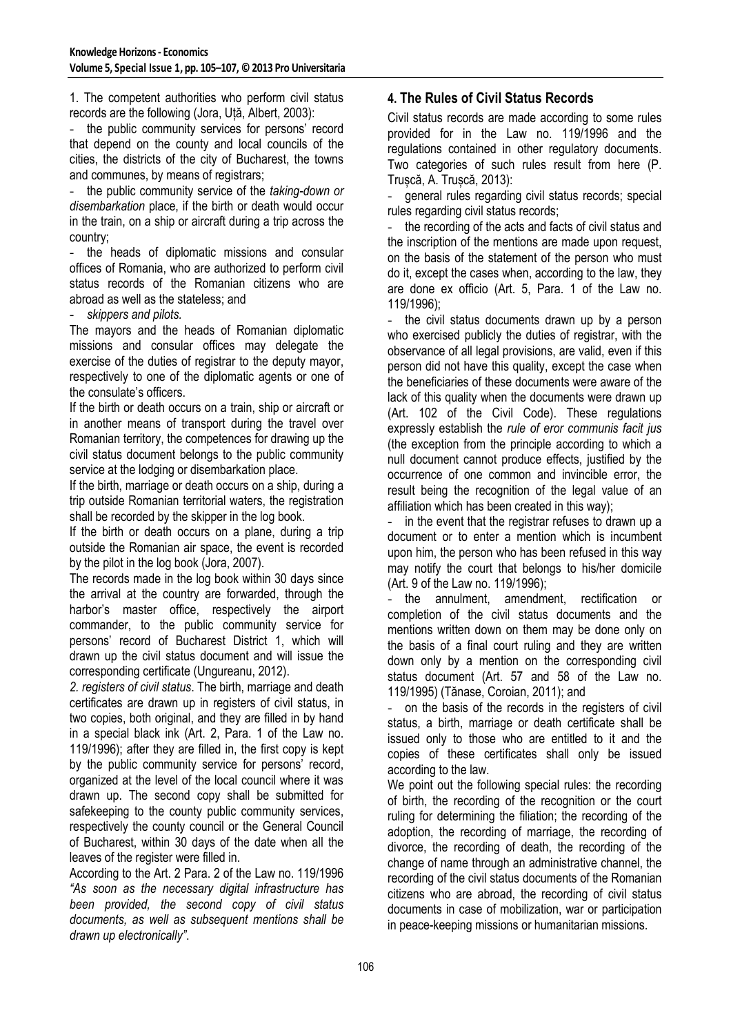1. The competent authorities who perform civil status records are the following (Jora, Uță, Albert, 2003):

- the public community services for persons' record that depend on the county and local councils of the cities, the districts of the city of Bucharest, the towns and communes, by means of registrars;
- the public community service of the *taking-down or disembarkation* place, if the birth or death would occur in the train, on a ship or aircraft during a trip across the country;
- the heads of diplomatic missions and consular offices of Romania, who are authorized to perform civil status records of the Romanian citizens who are abroad as well as the stateless; and
- *skippers and pilots.*

The mayors and the heads of Romanian diplomatic missions and consular offices may delegate the exercise of the duties of registrar to the deputy mayor, respectively to one of the diplomatic agents or one of the consulate's officers.

If the birth or death occurs on a train, ship or aircraft or in another means of transport during the travel over Romanian territory, the competences for drawing up the civil status document belongs to the public community service at the lodging or disembarkation place.

If the birth, marriage or death occurs on a ship, during a trip outside Romanian territorial waters, the registration shall be recorded by the skipper in the log book.

If the birth or death occurs on a plane, during a trip outside the Romanian air space, the event is recorded by the pilot in the log book (Jora, 2007).

The records made in the log book within 30 days since the arrival at the country are forwarded, through the harbor's master office, respectively the airport commander, to the public community service for persons' record of Bucharest District 1, which will drawn up the civil status document and will issue the corresponding certificate (Ungureanu, 2012).

*2. registers of civil status*. The birth, marriage and death certificates are drawn up in registers of civil status, in two copies, both original, and they are filled in by hand in a special black ink (Art. 2, Para. 1 of the Law no. 119/1996); after they are filled in, the first copy is kept by the public community service for persons' record, organized at the level of the local council where it was drawn up. The second copy shall be submitted for safekeeping to the county public community services, respectively the county council or the General Council of Bucharest, within 30 days of the date when all the leaves of the register were filled in.

According to the Art. 2 Para. 2 of the Law no. 119/1996 *"As soon as the necessary digital infrastructure has been provided, the second copy of civil status documents, as well as subsequent mentions shall be drawn up electronically"*.

## 4. The Rules of Civil Status Records

Civil status records are made according to some rules provided for in the Law no. 119/1996 and the regulations contained in other regulatory documents. Two categories of such rules result from here (P. Trușcă, A. Trușcă, 2013):

- general rules regarding civil status records; special rules regarding civil status records;
- the recording of the acts and facts of civil status and the inscription of the mentions are made upon request, on the basis of the statement of the person who must do it, except the cases when, according to the law, they are done ex officio (Art. 5, Para. 1 of the Law no. 119/1996);
- the civil status documents drawn up by a person who exercised publicly the duties of registrar, with the observance of all legal provisions, are valid, even if this person did not have this quality, except the case when the beneficiaries of these documents were aware of the lack of this quality when the documents were drawn up (Art. 102 of the Civil Code). These regulations expressly establish the *rule of eror communis facit jus* (the exception from the principle according to which a null document cannot produce effects, justified by the occurrence of one common and invincible error, the result being the recognition of the legal value of an affiliation which has been created in this way);
- in the event that the registrar refuses to drawn up a document or to enter a mention which is incumbent upon him, the person who has been refused in this way may notify the court that belongs to his/her domicile (Art. 9 of the Law no. 119/1996);
- the annulment, amendment, rectification or completion of the civil status documents and the mentions written down on them may be done only on the basis of a final court ruling and they are written down only by a mention on the corresponding civil status document (Art. 57 and 58 of the Law no. 119/1995) (Tănase, Coroian, 2011); and
- on the basis of the records in the registers of civil status, a birth, marriage or death certificate shall be issued only to those who are entitled to it and the copies of these certificates shall only be issued according to the law.

We point out the following special rules: the recording of birth, the recording of the recognition or the court ruling for determining the filiation; the recording of the adoption, the recording of marriage, the recording of divorce, the recording of death, the recording of the change of name through an administrative channel, the recording of the civil status documents of the Romanian citizens who are abroad, the recording of civil status documents in case of mobilization, war or participation in peace-keeping missions or humanitarian missions.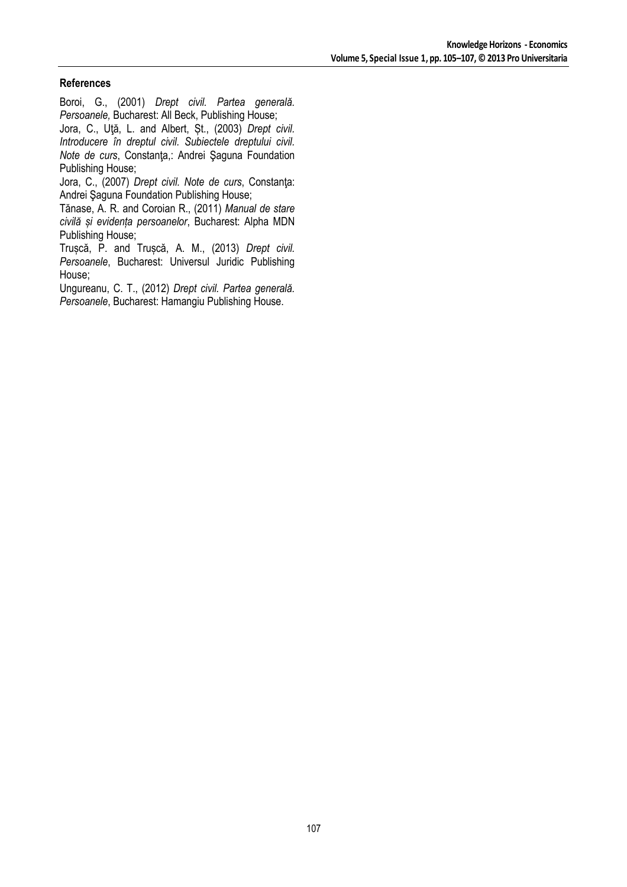### References

Boroi, G., (2001) *Drept civil. Partea generală. Persoanele,* Bucharest: All Beck, Publishing House;

Jora, C., Uţă, L. and Albert, Șt., (2003) *Drept civil. Introducere în dreptul civil. Subiectele dreptului civil. Note de curs*, Constanţa,: Andrei Şaguna Foundation Publishing House;

Jora, C., (2007) *Drept civil. Note de curs*, Constanţa: Andrei Şaguna Foundation Publishing House;

Tănase, A. R. and Coroian R., (2011) *Manual de stare civilă și evidența persoanelor*, Bucharest: Alpha MDN Publishing House;

Trușcă, P. and Trușcă, A. M., (2013) *Drept civil. Persoanele*, Bucharest: Universul Juridic Publishing House;

Ungureanu, C. T., (2012) *Drept civil. Partea generală. Persoanele*, Bucharest: Hamangiu Publishing House.